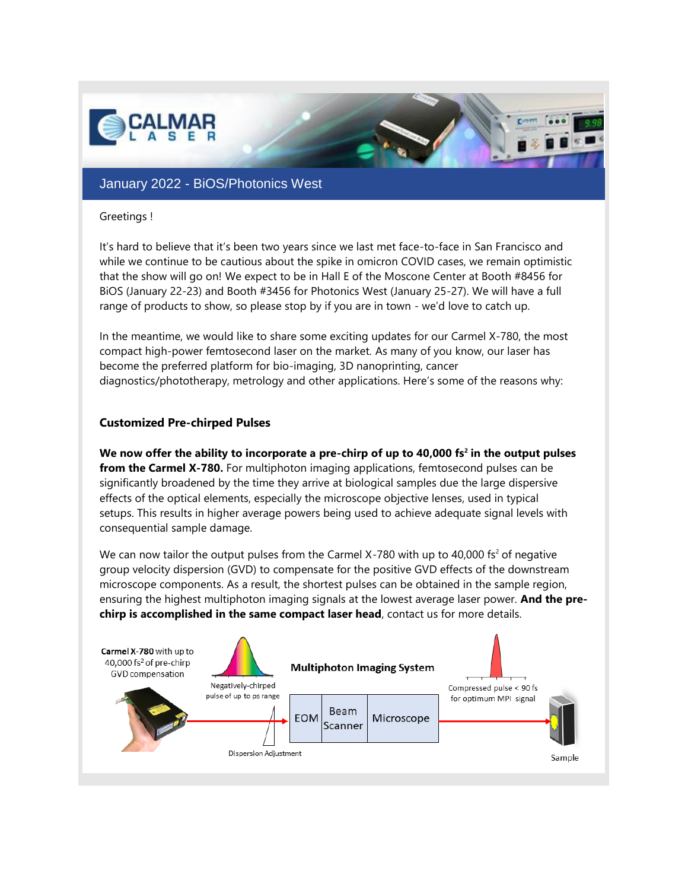# January 2022 - BiOS/Photonics West

Greetings !

It's hard to believe that it's been two years since we last met face-to-face in San Francisco and while we continue to be cautious about the spike in omicron COVID cases, we remain optimistic that the show will go on! We expect to be in Hall E of the Moscone Center at Booth #8456 for BiOS (January 22-23) and Booth #3456 for Photonics West (January 25-27). We will have a full range of products to show, so please stop by if you are in town - we'd love to catch up.

In the meantime, we would like to share some exciting updates for our Carmel X-780, the most compact high-power femtosecond laser on the market. As many of you know, our laser has become the preferred platform for bio-imaging, 3D nanoprinting, cancer diagnostics/phototherapy, metrology and other applications. Here's some of the reasons why:

### Customized Pre-chirped Pulses

**We now offer the ability to incorporate a pre-chirp of up to 40,000 fs$^2$ in the output pulses from the Carmel X-780.** For multiphoton imaging applications, femtosecond pulses can be significantly broadened by the time they arrive at biological samples due the large dispersive effects of the optical elements, especially the microscope objective lenses, used in typical setups. This results in higher average powers being used to achieve adequate signal levels with consequential sample damage.

We can now tailor the output pulses from the Carmel X-780 with up to 40,000 fs$^2$ of negative group velocity dispersion (GVD) to compensate for the positive GVD effects of the downstream microscope components. As a result, the shortest pulses can be obtained in the sample region, ensuring the highest multiphoton imaging signals at the lowest average laser power. **And the pre-chirp is accomplished in the same compact laser head**, contact us for more details.

**Carmel X-780** with up to 40,000 fs$^2$ of pre-chirp GVD compensation

Negatively-chirped pulse of up to ps range

Dispersion Adjustment

**Multiphoton Imaging System**

EOM | Beam Scanner | Microscope

Compressed pulse < 90 fs for optimum MPI signal

Sample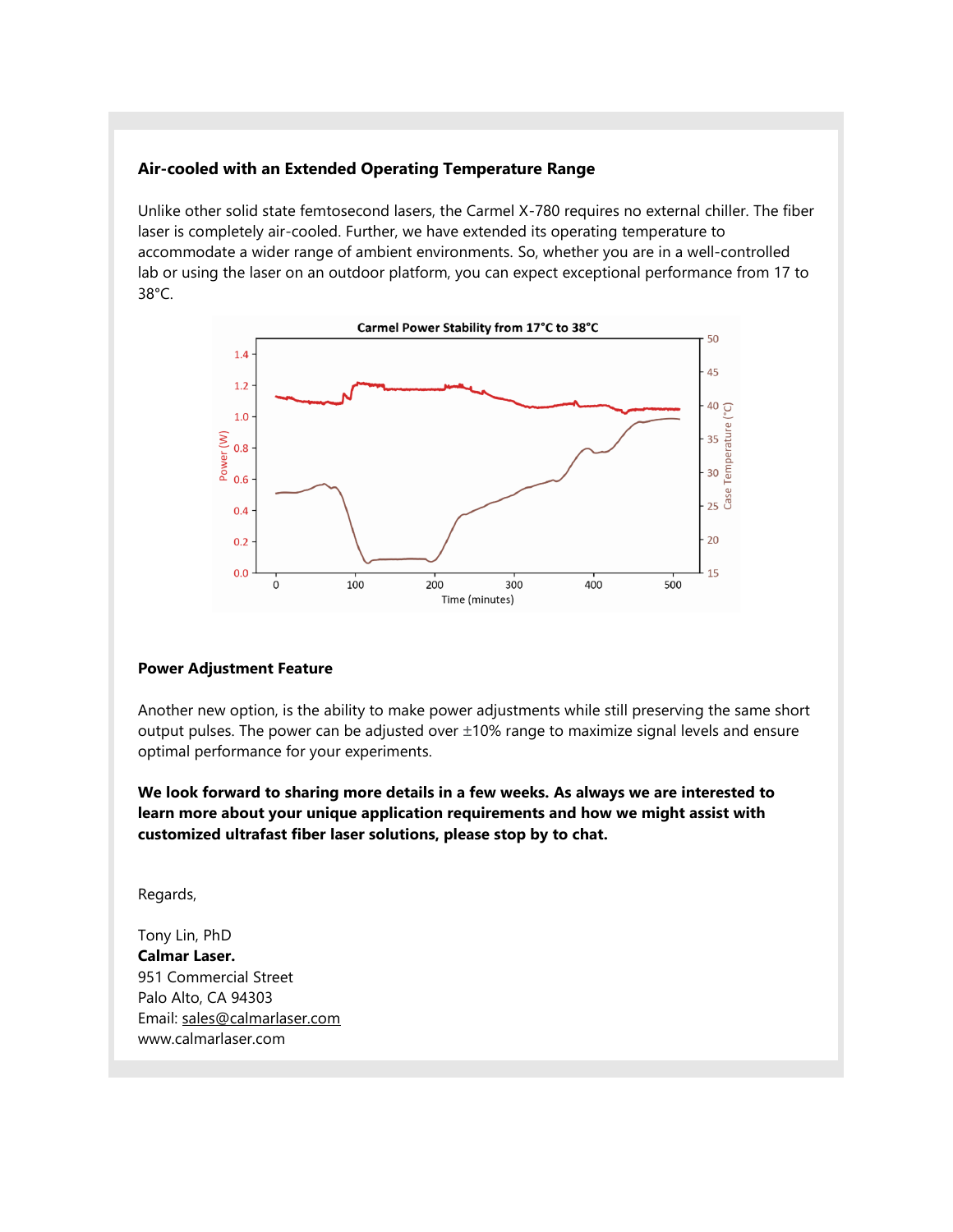**Air-cooled with an Extended Operating Temperature Range**

Unlike other solid state femtosecond lasers, the Carmel X-780 requires no external chiller. The fiber laser is completely air-cooled. Further, we have extended its operating temperature to accommodate a wider range of ambient environments. So, whether you are in a well-controlled lab or using the laser on an outdoor platform, you can expect exceptional performance from 17 to 38°C.

**Power Adjustment Feature**

Another new option, is the ability to make power adjustments while still preserving the same short output pulses. The power can be adjusted over ±10% range to maximize signal levels and ensure optimal performance for your experiments.

**We look forward to sharing more details in a few weeks. As always we are interested to learn more about your unique application requirements and how we might assist with customized ultrafast fiber laser solutions, please stop by to chat.**

Regards,

Tony Lin, PhD
**Calmar Laser.**
951 Commercial Street
Palo Alto, CA 94303
Email: sales@calmarlaser.com
www.calmarlaser.com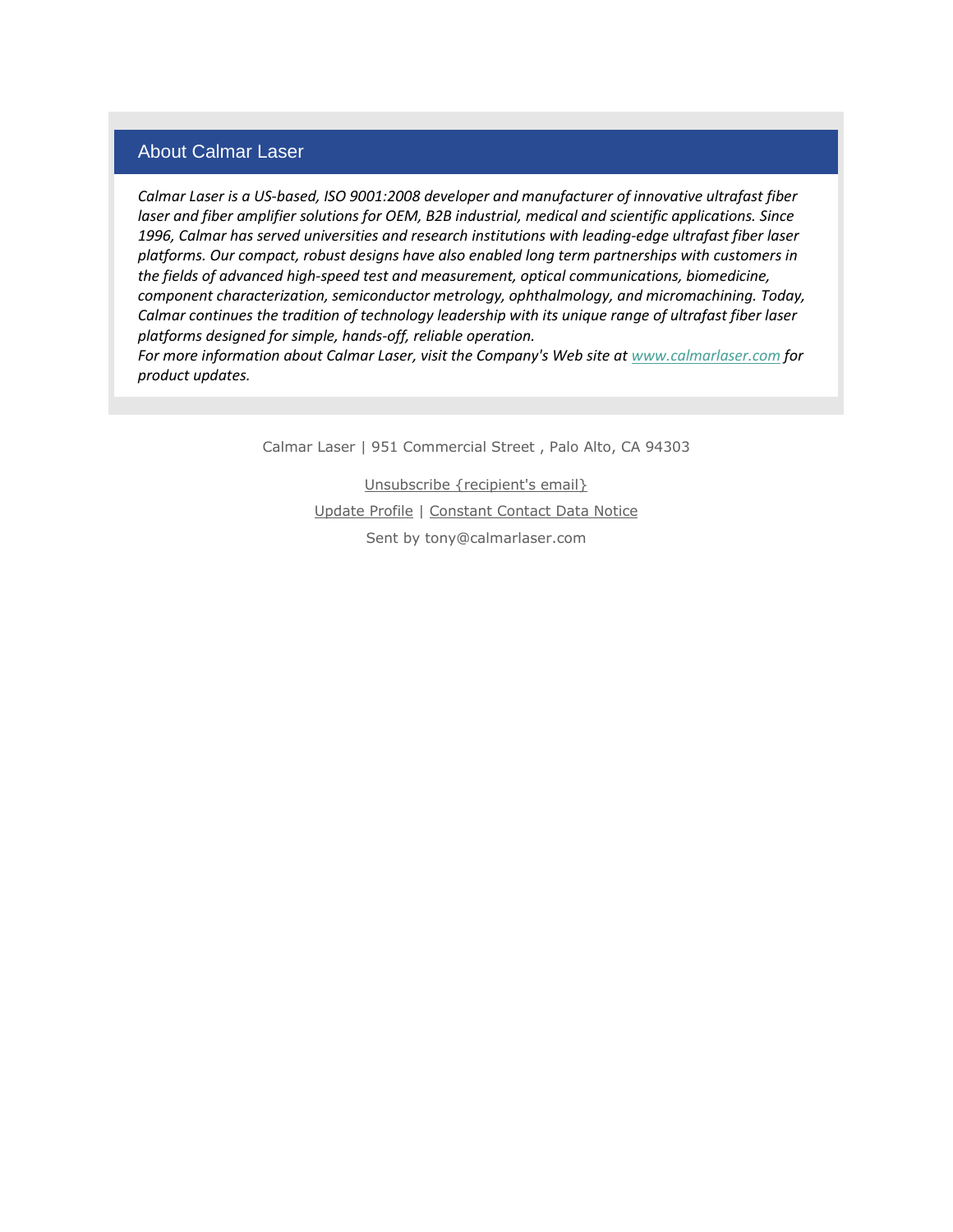## About Calmar Laser

*Calmar Laser is a US-based, ISO 9001:2008 developer and manufacturer of innovative ultrafast fiber laser and fiber amplifier solutions for OEM, B2B industrial, medical and scientific applications. Since 1996, Calmar has served universities and research institutions with leading-edge ultrafast fiber laser platforms. Our compact, robust designs have also enabled long term partnerships with customers in the fields of advanced high-speed test and measurement, optical communications, biomedicine, component characterization, semiconductor metrology, ophthalmology, and micromachining. Today, Calmar continues the tradition of technology leadership with its unique range of ultrafast fiber laser platforms designed for simple, hands-off, reliable operation.*

*For more information about Calmar Laser, visit the Company's Web site at [www.calmarlaser.com](http://www.calmarlaser.com) for product updates.*

Calmar Laser | 951 Commercial Street , Palo Alto, CA 94303

Unsubscribe {recipient's email}

Update Profile | Constant Contact Data Notice

Sent by tony@calmarlaser.com